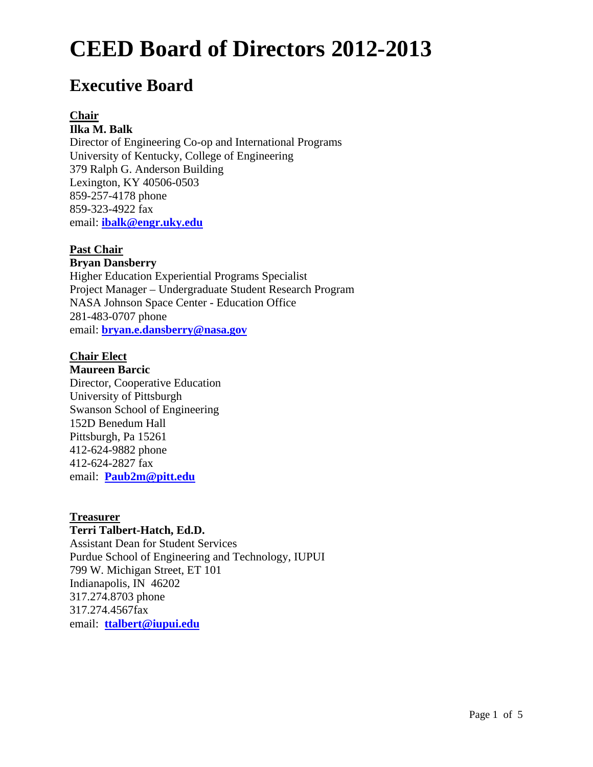# CEED Board of Directors 2012-2013

## Executive Board

**Chair**

**Ilka M. Balk**
Director of Engineering Co-op and International Programs
University of Kentucky, College of Engineering
379 Ralph G. Anderson Building
Lexington, KY 40506-0503
859-257-4178 phone
859-323-4922 fax
email: **ibalk@engr.uky.edu**

**Past Chair**

**Bryan Dansberry**
Higher Education Experiential Programs Specialist
Project Manager – Undergraduate Student Research Program
NASA Johnson Space Center - Education Office
281-483-0707 phone
email: **bryan.e.dansberry@nasa.gov**

**Chair Elect**

**Maureen Barcic**
Director, Cooperative Education
University of Pittsburgh
Swanson School of Engineering
152D Benedum Hall
Pittsburgh, Pa 15261
412-624-9882 phone
412-624-2827 fax
email: **Paub2m@pitt.edu**

**Treasurer**

**Terri Talbert-Hatch, Ed.D.**
Assistant Dean for Student Services
Purdue School of Engineering and Technology, IUPUI
799 W. Michigan Street, ET 101
Indianapolis, IN 46202
317.274.8703 phone
317.274.4567fax
email: **ttalbert@iupui.edu**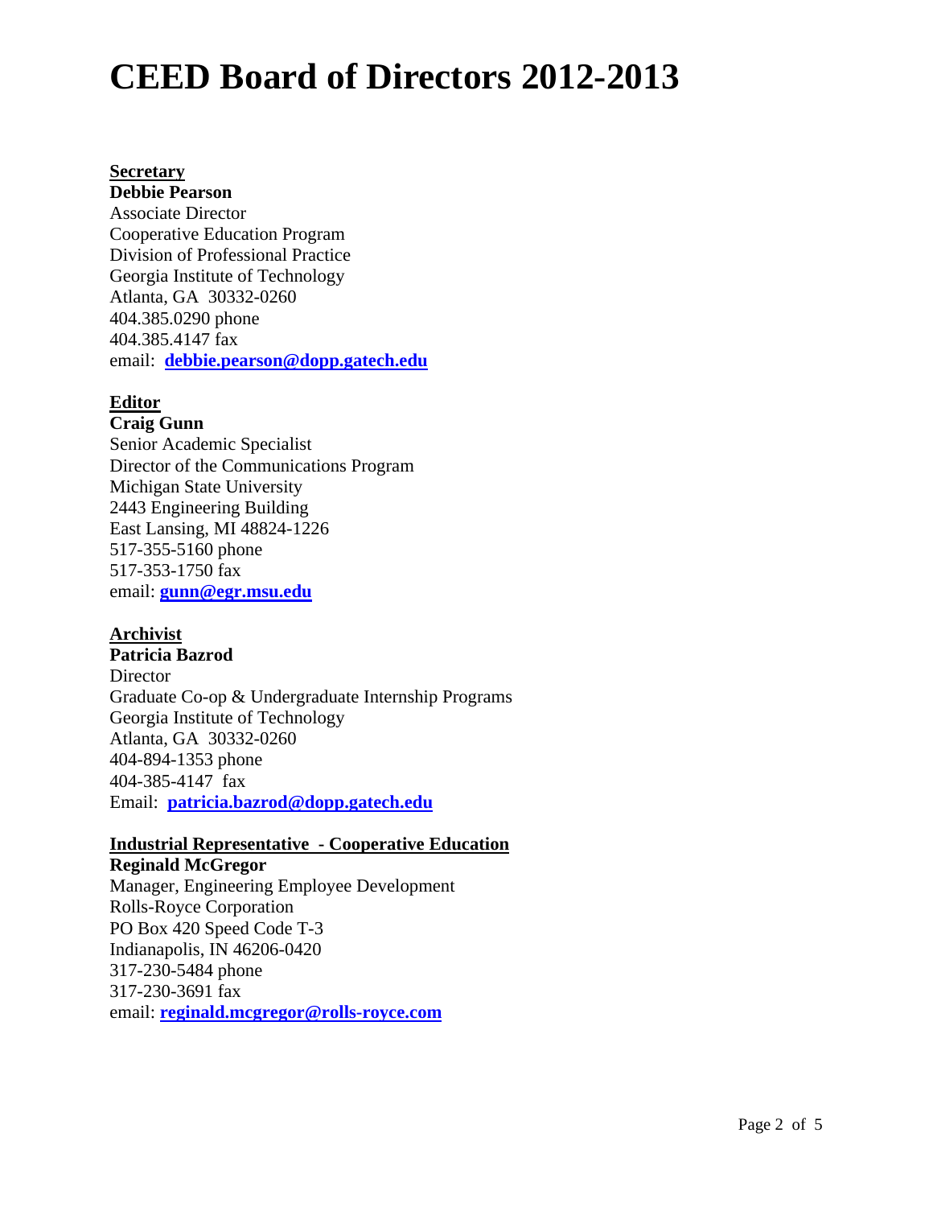# CEED Board of Directors 2012-2013

**Secretary**

**Debbie Pearson**
Associate Director
Cooperative Education Program
Division of Professional Practice
Georgia Institute of Technology
Atlanta, GA 30332-0260
404.385.0290 phone
404.385.4147 fax
email: **debbie.pearson@dopp.gatech.edu**

**Editor**

**Craig Gunn**
Senior Academic Specialist
Director of the Communications Program
Michigan State University
2443 Engineering Building
East Lansing, MI 48824-1226
517-355-5160 phone
517-353-1750 fax
email: **gunn@egr.msu.edu**

**Archivist**

**Patricia Bazrod**
Director
Graduate Co-op & Undergraduate Internship Programs
Georgia Institute of Technology
Atlanta, GA 30332-0260
404-894-1353 phone
404-385-4147 fax
Email: **patricia.bazrod@dopp.gatech.edu**

**Industrial Representative - Cooperative Education**

**Reginald McGregor**
Manager, Engineering Employee Development
Rolls-Royce Corporation
PO Box 420 Speed Code T-3
Indianapolis, IN 46206-0420
317-230-5484 phone
317-230-3691 fax
email: **reginald.mcgregor@rolls-royce.com**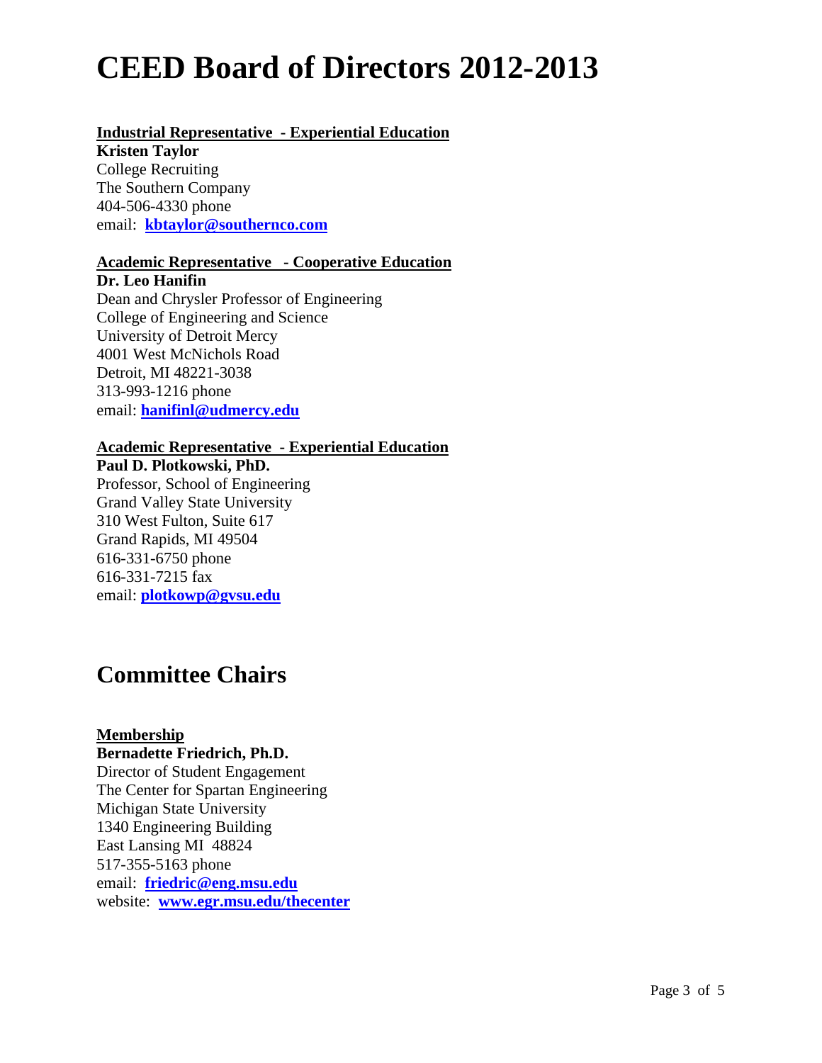# CEED Board of Directors 2012-2013

**Industrial Representative - Experiential Education**

**Kristen Taylor**
College Recruiting
The Southern Company
404-506-4330 phone
email: **kbtaylor@southernco.com**

**Academic Representative - Cooperative Education**

**Dr. Leo Hanifin**
Dean and Chrysler Professor of Engineering
College of Engineering and Science
University of Detroit Mercy
4001 West McNichols Road
Detroit, MI 48221-3038
313-993-1216 phone
email: **hanifinl@udmercy.edu**

**Academic Representative - Experiential Education**

**Paul D. Plotkowski, PhD.**
Professor, School of Engineering
Grand Valley State University
310 West Fulton, Suite 617
Grand Rapids, MI 49504
616-331-6750 phone
616-331-7215 fax
email: **plotkowp@gvsu.edu**

## Committee Chairs

**Membership**

**Bernadette Friedrich, Ph.D.**
Director of Student Engagement
The Center for Spartan Engineering
Michigan State University
1340 Engineering Building
East Lansing MI 48824
517-355-5163 phone
email: **friedric@eng.msu.edu**
website: **www.egr.msu.edu/thecenter**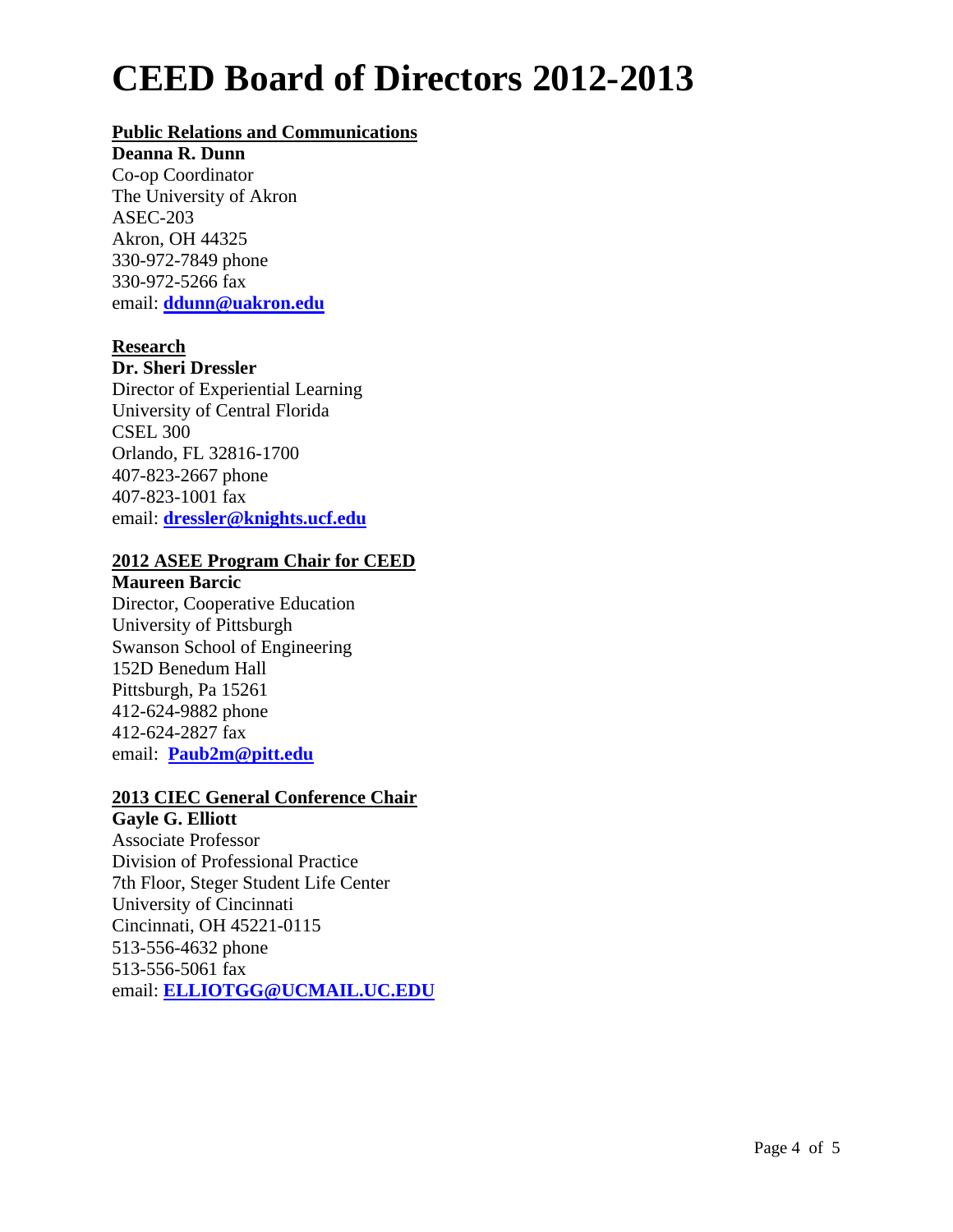# CEED Board of Directors 2012-2013

**Public Relations and Communications**

**Deanna R. Dunn**
Co-op Coordinator
The University of Akron
ASEC-203
Akron, OH 44325
330-972-7849 phone
330-972-5266 fax
email: **ddunn@uakron.edu**

**Research**

**Dr. Sheri Dressler**
Director of Experiential Learning
University of Central Florida
CSEL 300
Orlando, FL 32816-1700
407-823-2667 phone
407-823-1001 fax
email: **dressler@knights.ucf.edu**

**2012 ASEE Program Chair for CEED**

**Maureen Barcic**
Director, Cooperative Education
University of Pittsburgh
Swanson School of Engineering
152D Benedum Hall
Pittsburgh, Pa 15261
412-624-9882 phone
412-624-2827 fax
email: **Paub2m@pitt.edu**

**2013 CIEC General Conference Chair**

**Gayle G. Elliott**
Associate Professor
Division of Professional Practice
7th Floor, Steger Student Life Center
University of Cincinnati
Cincinnati, OH 45221-0115
513-556-4632 phone
513-556-5061 fax
email: **ELLIOTGG@UCMAIL.UC.EDU**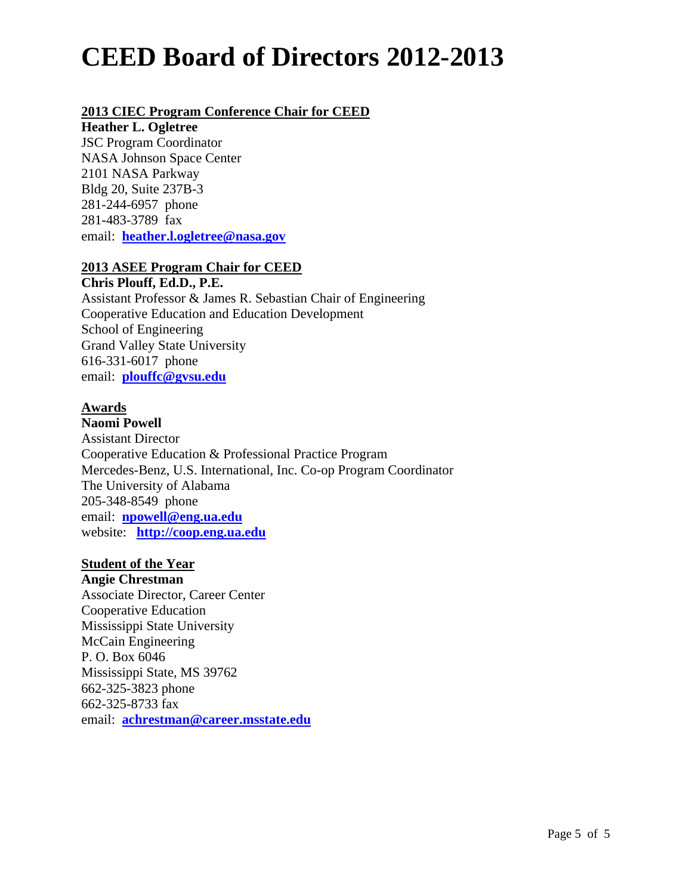# CEED Board of Directors 2012-2013

**2013 CIEC Program Conference Chair for CEED**

**Heather L. Ogletree**
JSC Program Coordinator
NASA Johnson Space Center
2101 NASA Parkway
Bldg 20, Suite 237B-3
281-244-6957 phone
281-483-3789 fax
email: **heather.l.ogletree@nasa.gov**

**2013 ASEE Program Chair for CEED**

**Chris Plouff, Ed.D., P.E.**
Assistant Professor & James R. Sebastian Chair of Engineering
Cooperative Education and Education Development
School of Engineering
Grand Valley State University
616-331-6017 phone
email: **plouffc@gvsu.edu**

**Awards**

**Naomi Powell**
Assistant Director
Cooperative Education & Professional Practice Program
Mercedes-Benz, U.S. International, Inc. Co-op Program Coordinator
The University of Alabama
205-348-8549 phone
email: **npowell@eng.ua.edu**
website: **http://coop.eng.ua.edu**

**Student of the Year**

**Angie Chrestman**
Associate Director, Career Center
Cooperative Education
Mississippi State University
McCain Engineering
P. O. Box 6046
Mississippi State, MS 39762
662-325-3823 phone
662-325-8733 fax
email: **achrestman@career.msstate.edu**